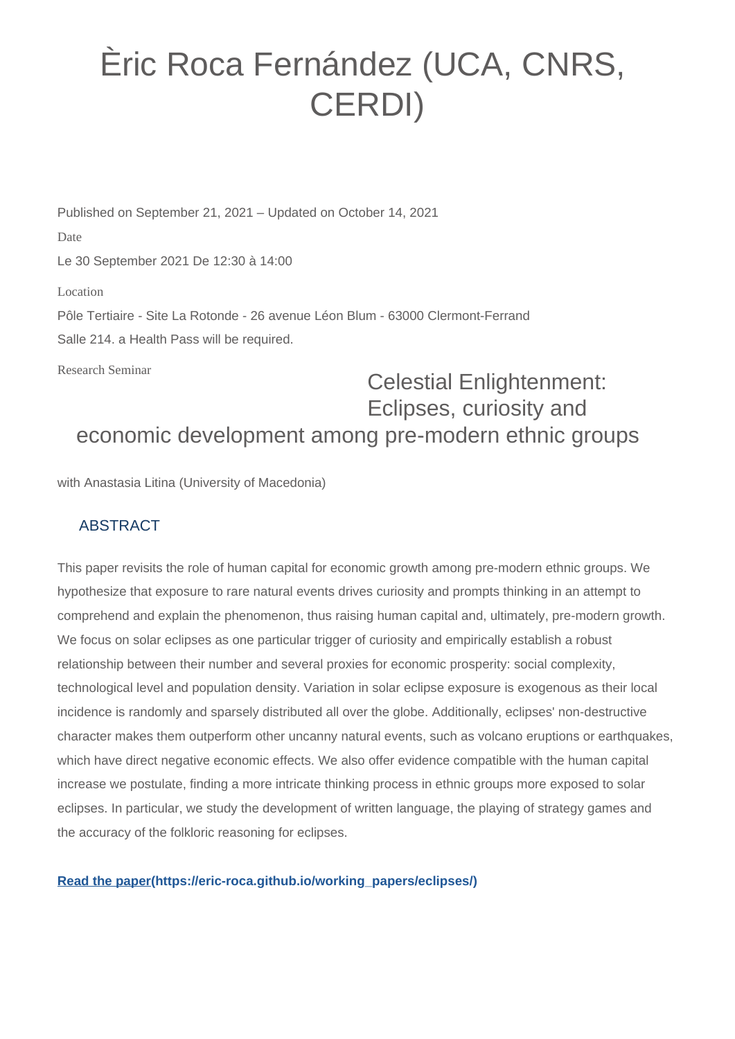# Èric Roca Fernández (UCA, CNRS, CERDI)

Published on September 21, 2021 – Updated on October 14, 2021

Date

Le 30 September 2021 De 12:30 à 14:00

Location

Pôle Tertiaire - Site La Rotonde - 26 avenue Léon Blum - 63000 Clermont-Ferrand

Salle 214. a Health Pass will be required.

Research Seminar

## Celestial Enlightenment: Eclipses, curiosity and economic development among pre-modern ethnic groups

with Anastasia Litina (University of Macedonia)

### ABSTRACT

This paper revisits the role of human capital for economic growth among pre-modern ethnic groups. We hypothesize that exposure to rare natural events drives curiosity and prompts thinking in an attempt to comprehend and explain the phenomenon, thus raising human capital and, ultimately, pre-modern growth. We focus on solar eclipses as one particular trigger of curiosity and empirically establish a robust relationship between their number and several proxies for economic prosperity: social complexity, technological level and population density. Variation in solar eclipse exposure is exogenous as their local incidence is randomly and sparsely distributed all over the globe. Additionally, eclipses' non-destructive character makes them outperform other uncanny natural events, such as volcano eruptions or earthquakes, which have direct negative economic effects. We also offer evidence compatible with the human capital increase we postulate, finding a more intricate thinking process in ethnic groups more exposed to solar eclipses. In particular, we study the development of written language, the playing of strategy games and the accuracy of the folkloric reasoning for eclipses.

**[Read the paper](https://eric-roca.github.io/working_papers/eclipses/)(https://eric-roca.github.io/working_papers/eclipses/)**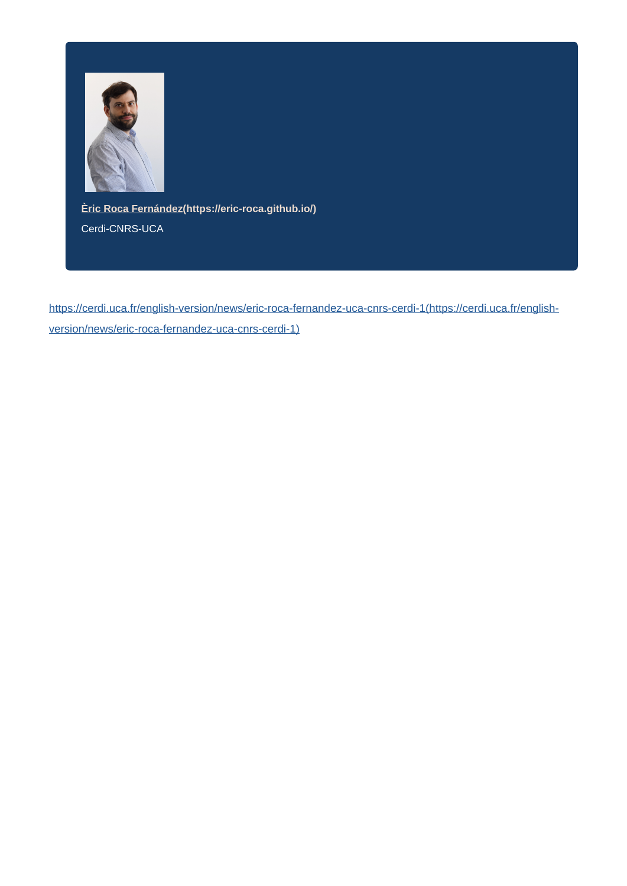**Èric Roca Fernández(https://eric-roca.github.io/)**

Cerdi-CNRS-UCA

https://cerdi.uca.fr/english-version/news/eric-roca-fernandez-uca-cnrs-cerdi-1(https://cerdi.uca.fr/english-version/news/eric-roca-fernandez-uca-cnrs-cerdi-1)